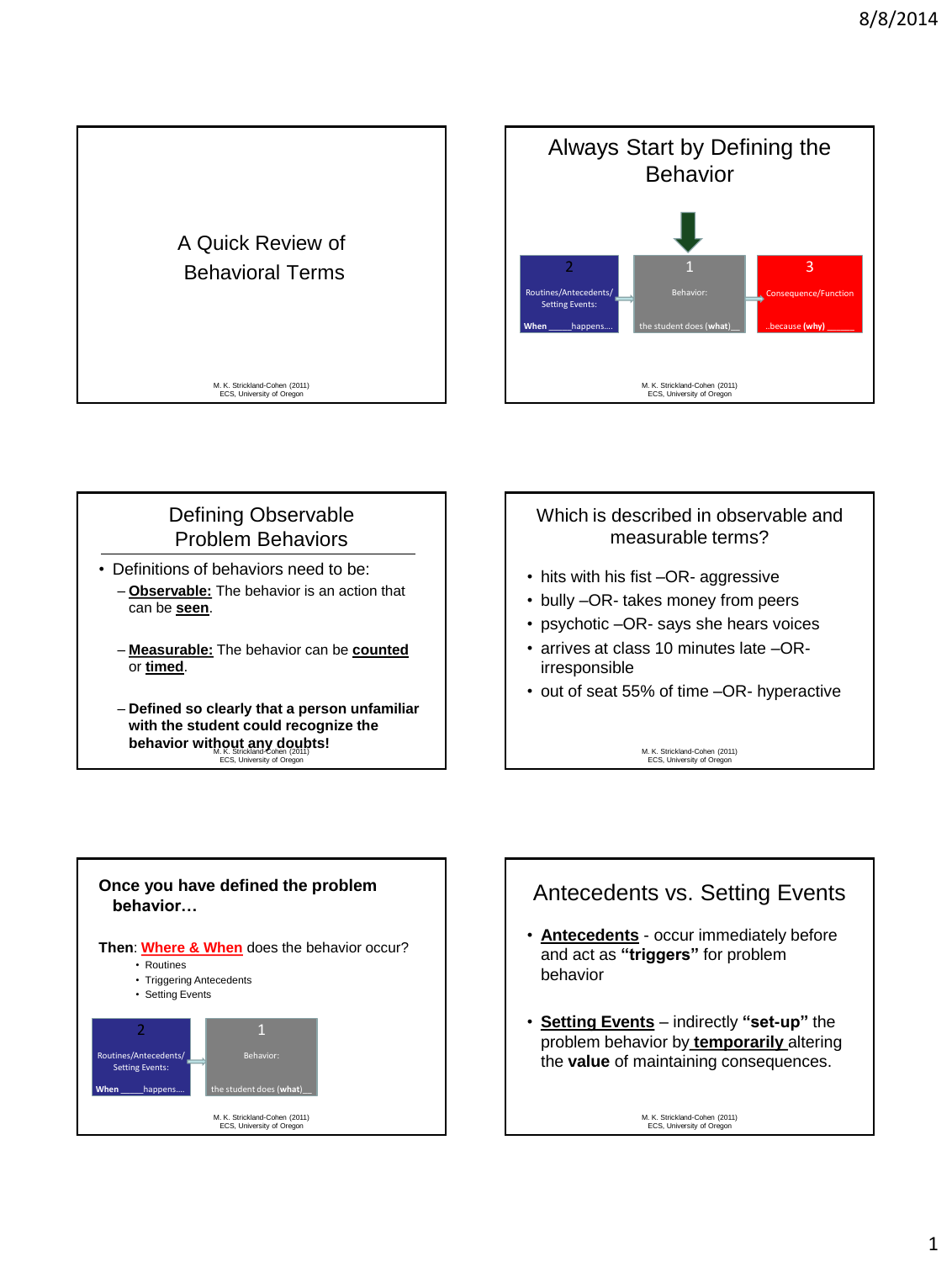## A Quick Review of Behavioral Terms

M. K. Strickland-Cohen (2011)
ECS, University of Oregon

## Always Start by Defining the Behavior

| 2 | 1 | 3 |
| --- | --- | --- |
| Routines/Antecedents/ Setting Events: | Behavior: | Consequence/Function |
| **When** _____happens.... | the student does **(what)**__ | ..because **(why)** ______ |

M. K. Strickland-Cohen (2011)
ECS, University of Oregon

## Defining Observable Problem Behaviors

- Definitions of behaviors need to be:
  - **Observable:** The behavior is an action that can be **seen**.
  - **Measurable:** The behavior can be **counted** or **timed**.
  - **Defined so clearly that a person unfamiliar with the student could recognize the behavior without any doubts!**

M. K. Strickland-Cohen (2011)
ECS, University of Oregon

## Which is described in observable and measurable terms?

- hits with his fist –OR- aggressive
- bully –OR- takes money from peers
- psychotic –OR- says she hears voices
- arrives at class 10 minutes late –OR- irresponsible
- out of seat 55% of time –OR- hyperactive

M. K. Strickland-Cohen (2011)
ECS, University of Oregon

## Once you have defined the problem behavior…

**Then**: **Where & When** does the behavior occur?

- Routines
- Triggering Antecedents
- Setting Events

| 2 | 1 |
| --- | --- |
| Routines/Antecedents/ Setting Events: | Behavior: |
| **When** _____happens.... | the student does **(what)**__ |

M. K. Strickland-Cohen (2011)
ECS, University of Oregon

## Antecedents vs. Setting Events

- **Antecedents** - occur immediately before and act as **"triggers"** for problem behavior
- **Setting Events** – indirectly **"set-up"** the problem behavior by **temporarily** altering the **value** of maintaining consequences.

M. K. Strickland-Cohen (2011)
ECS, University of Oregon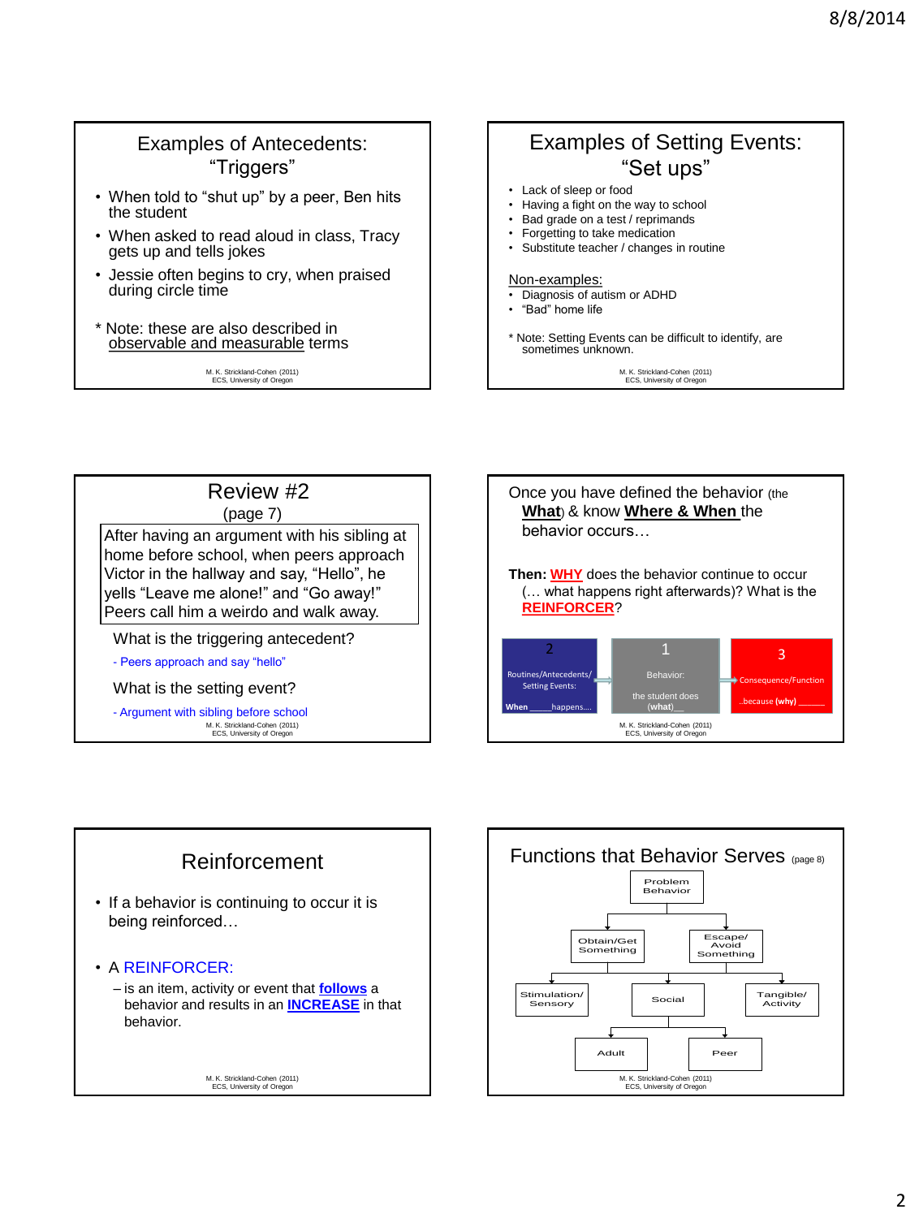## Examples of Antecedents: "Triggers"

- When told to "shut up" by a peer, Ben hits the student
- When asked to read aloud in class, Tracy gets up and tells jokes
- Jessie often begins to cry, when praised during circle time

* Note: these are also described in observable and measurable terms

M. K. Strickland-Cohen (2011)
ECS, University of Oregon

## Examples of Setting Events: "Set ups"

- Lack of sleep or food
- Having a fight on the way to school
- Bad grade on a test / reprimands
- Forgetting to take medication
- Substitute teacher / changes in routine

Non-examples:

- Diagnosis of autism or ADHD
- "Bad" home life

* Note: Setting Events can be difficult to identify, are sometimes unknown.

M. K. Strickland-Cohen (2011)
ECS, University of Oregon

## Review #2

(page 7)

After having an argument with his sibling at home before school, when peers approach Victor in the hallway and say, "Hello", he yells "Leave me alone!" and "Go away!" Peers call him a weirdo and walk away.

What is the triggering antecedent?

- Peers approach and say "hello"

What is the setting event?

- Argument with sibling before school

M. K. Strickland-Cohen (2011)
ECS, University of Oregon

Once you have defined the behavior (the **What**) & know **Where & When** the behavior occurs…

**Then: WHY** does the behavior continue to occur (… what happens right afterwards)? What is the **REINFORCER**?

| 2 | 1 | 3 |
|---|---|---|
| Routines/Antecedents/ Setting Events: When _____happens.... | Behavior: the student does (what)__ | Consequence/Function ..because (why) ______ |

M. K. Strickland-Cohen (2011)
ECS, University of Oregon

## Reinforcement

- If a behavior is continuing to occur it is being reinforced…
- A REINFORCER:
  - is an item, activity or event that **follows** a behavior and results in an **INCREASE** in that behavior.

M. K. Strickland-Cohen (2011)
ECS, University of Oregon

## Functions that Behavior Serves (page 8)

- Problem Behavior
  - Obtain/Get Something
  - Escape/ Avoid Something
    - Stimulation/ Sensory
    - Social
      - Adult
      - Peer
    - Tangible/ Activity

M. K. Strickland-Cohen (2011)
ECS, University of Oregon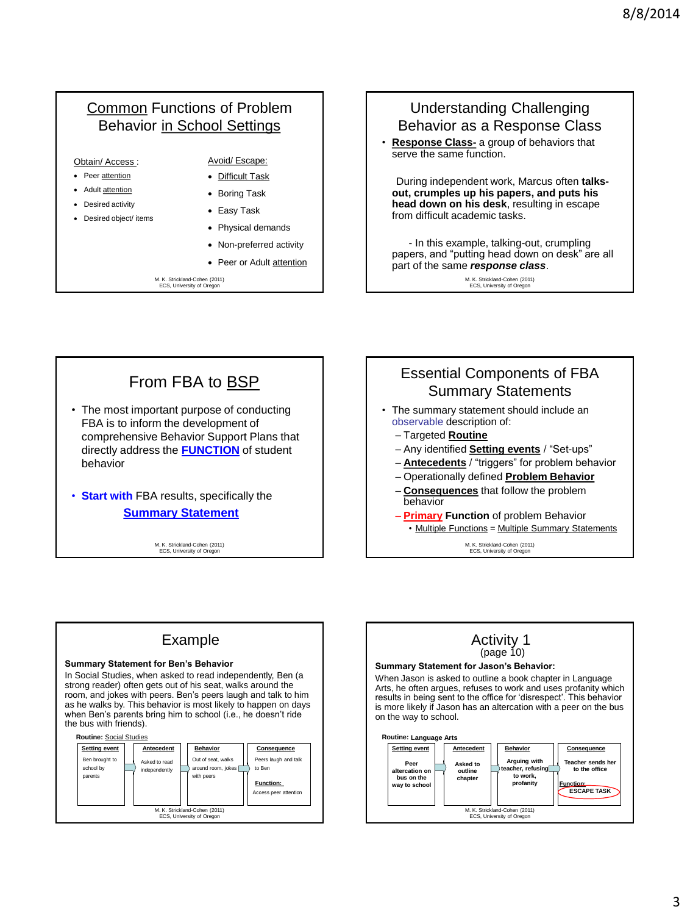## Common Functions of Problem Behavior in School Settings

Obtain/ Access :

- Peer attention
- Adult attention
- Desired activity
- Desired object/ items

Avoid/ Escape:

- Difficult Task
- Boring Task
- Easy Task
- Physical demands
- Non-preferred activity
- Peer or Adult attention

M. K. Strickland-Cohen (2011)
ECS, University of Oregon

## Understanding Challenging Behavior as a Response Class

- **Response Class-** a group of behaviors that serve the same function.

During independent work, Marcus often **talks-out, crumples up his papers, and puts his head down on his desk**, resulting in escape from difficult academic tasks.

- In this example, talking-out, crumpling papers, and "putting head down on desk" are all part of the same ***response class***.

M. K. Strickland-Cohen (2011)
ECS, University of Oregon

## From FBA to BSP

- The most important purpose of conducting FBA is to inform the development of comprehensive Behavior Support Plans that directly address the **FUNCTION** of student behavior
- **Start with** FBA results, specifically the **Summary Statement**

M. K. Strickland-Cohen (2011)
ECS, University of Oregon

## Essential Components of FBA Summary Statements

- The summary statement should include an observable description of:
  - Targeted **Routine**
  - Any identified **Setting events** / "Set-ups"
  - **Antecedents** / "triggers" for problem behavior
  - Operationally defined **Problem Behavior**
  - **Consequences** that follow the problem behavior
  - **Primary Function** of problem Behavior
    - Multiple Functions = Multiple Summary Statements

M. K. Strickland-Cohen (2011)
ECS, University of Oregon

## Example

**Summary Statement for Ben's Behavior**

In Social Studies, when asked to read independently, Ben (a strong reader) often gets out of his seat, walks around the room, and jokes with peers. Ben's peers laugh and talk to him as he walks by. This behavior is most likely to happen on days when Ben's parents bring him to school (i.e., he doesn't ride the bus with friends).

**Routine:** Social Studies

| Setting event | Antecedent | Behavior | Consequence |
|---|---|---|---|
| Ben brought to school by parents | Asked to read independently | Out of seat, walks around room, jokes with peers | Peers laugh and talk to Ben<br><br>**Function:** Access peer attention |

M. K. Strickland-Cohen (2011)
ECS, University of Oregon

## Activity 1
(page 10)

**Summary Statement for Jason's Behavior:**

When Jason is asked to outline a book chapter in Language Arts, he often argues, refuses to work and uses profanity which results in being sent to the office for 'disrespect'. This behavior is more likely if Jason has an altercation with a peer on the bus on the way to school.

**Routine:** Language Arts

| Setting event | Antecedent | Behavior | Consequence |
|---|---|---|---|
| Peer altercation on bus on the way to school | Asked to outline chapter | Arguing with teacher, refusing to work, profanity | Teacher sends her to the office<br><br>Function: ESCAPE TASK |

M. K. Strickland-Cohen (2011)
ECS, University of Oregon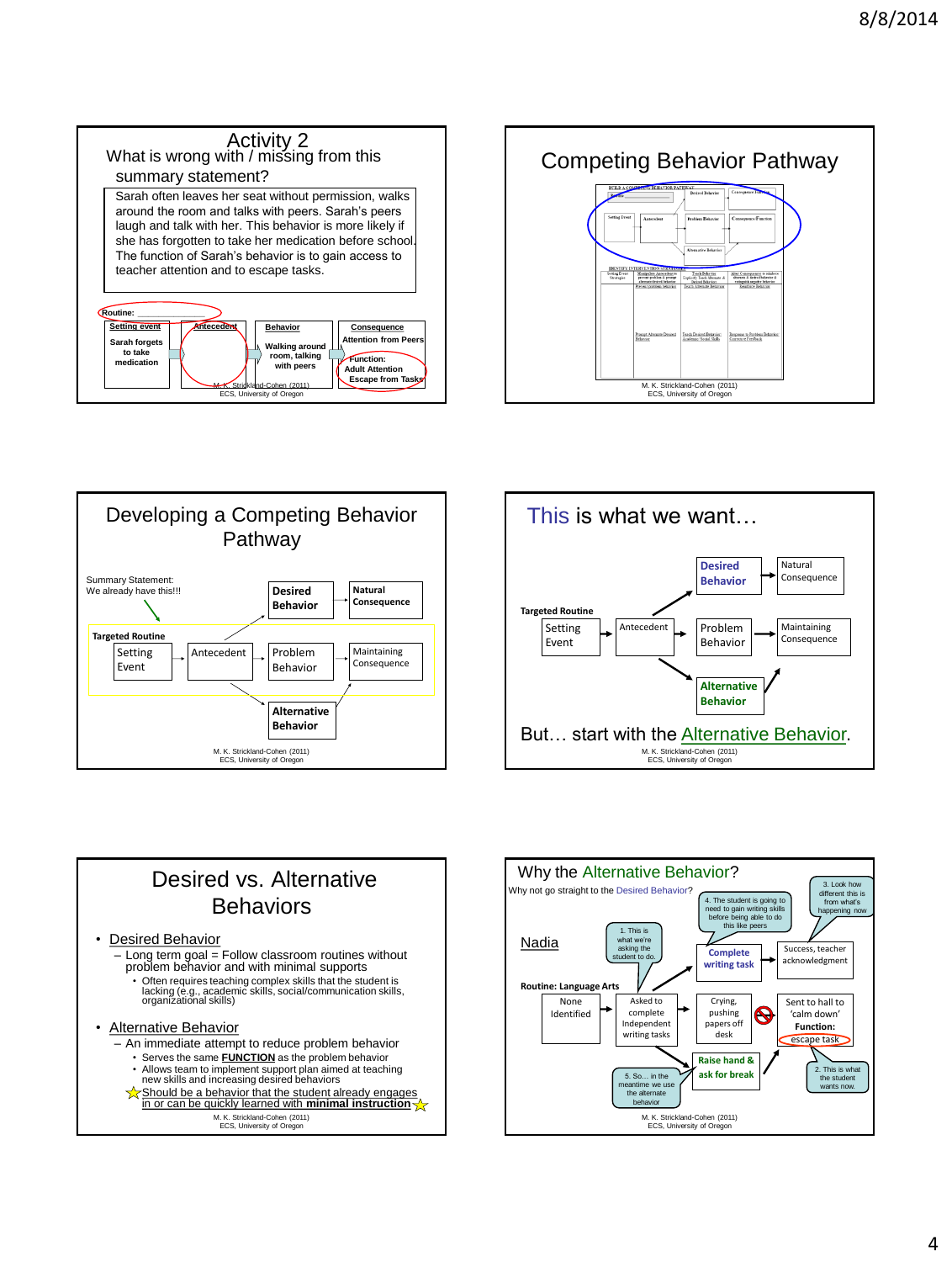## Activity 2

What is wrong with / missing from this summary statement?

Sarah often leaves her seat without permission, walks around the room and talks with peers. Sarah's peers laugh and talk with her. This behavior is more likely if she has forgotten to take her medication before school. The function of Sarah's behavior is to gain access to teacher attention and to escape tasks.

Routine: ______________

| Setting event | Antecedent | Behavior | Consequence |
|---|---|---|---|
| Sarah forgets to take medication | | Walking around room, talking with peers | Attention from Peers<br>Function:<br>Adult Attention<br>Escape from Tasks |

M. K. Strickland-Cohen (2011)
ECS, University of Oregon

## Competing Behavior Pathway

M. K. Strickland-Cohen (2011)
ECS, University of Oregon

## Developing a Competing Behavior Pathway

Summary Statement:
We already have this!!!

Targeted Routine

| | | | | |
|---|---|---|---|---|
| | | | Desired Behavior | Natural Consequence |
| Setting Event | Antecedent | | Problem Behavior | Maintaining Consequence |
| | | | Alternative Behavior | |

M. K. Strickland-Cohen (2011)
ECS, University of Oregon

## This is what we want…

Targeted Routine

| | | | | |
|---|---|---|---|---|
| | | | Desired Behavior | Natural Consequence |
| Setting Event | Antecedent | | Problem Behavior | Maintaining Consequence |
| | | | Alternative Behavior | |

But… start with the Alternative Behavior.

M. K. Strickland-Cohen (2011)
ECS, University of Oregon

## Desired vs. Alternative Behaviors

- Desired Behavior
  - Long term goal = Follow classroom routines without problem behavior and with minimal supports
    - Often requires teaching complex skills that the student is lacking (e.g., academic skills, social/communication skills, organizational skills)
- Alternative Behavior
  - An immediate attempt to reduce problem behavior
    - Serves the same **FUNCTION** as the problem behavior
    - Allows team to implement support plan aimed at teaching new skills and increasing desired behaviors
    - Should be a behavior that the student already engages in or can be quickly learned with **minimal instruction**

M. K. Strickland-Cohen (2011)
ECS, University of Oregon

## Why the Alternative Behavior?

Why not go straight to the Desired Behavior?

Nadia

Routine: Language Arts

| | | | | |
|---|---|---|---|---|
| | | | Complete writing task | Success, teacher acknowledgment |
| None Identified | Asked to complete Independent writing tasks | | Crying, pushing papers off desk | Sent to hall to 'calm down'<br>Function:<br>escape task |
| | | | Raise hand & ask for break | |

1. This is what we're asking the student to do.

2. This is what the student wants now.

3. Look how different this is from what's happening now

4. The student is going to need to gain writing skills before being able to do this like peers

5. So… in the meantime we use the alternate behavior

M. K. Strickland-Cohen (2011)
ECS, University of Oregon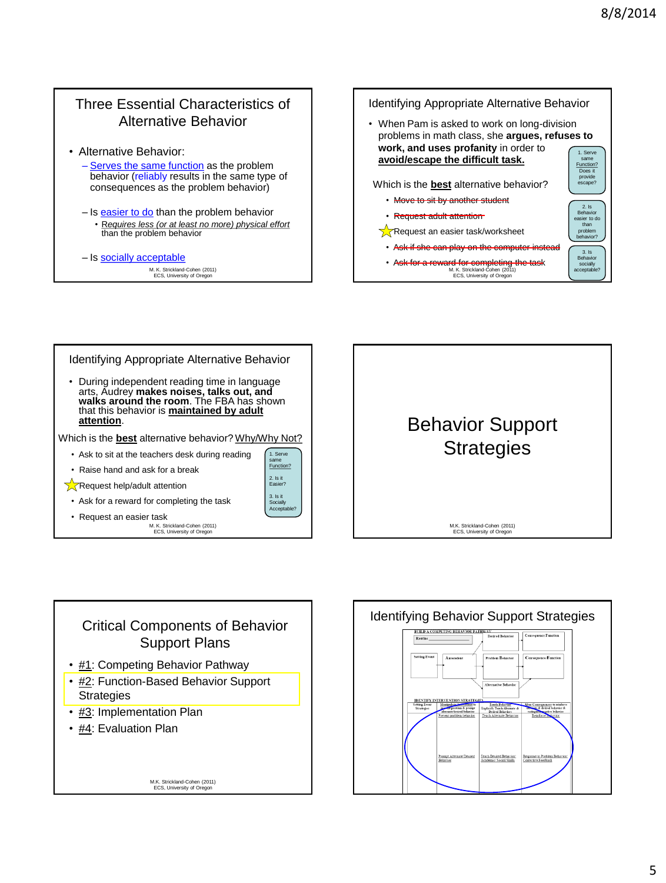## Three Essential Characteristics of Alternative Behavior

- Alternative Behavior:
  - Serves the same function as the problem behavior (reliably results in the same type of consequences as the problem behavior)
  - Is easier to do than the problem behavior
    - *Requires less (or at least no more) physical effort* than the problem behavior
  - Is socially acceptable

M. K. Strickland-Cohen (2011)
ECS, University of Oregon

## Identifying Appropriate Alternative Behavior

- When Pam is asked to work on long-division problems in math class, she **argues, refuses to work, and uses profanity** in order to **avoid/escape the difficult task.**

Which is the **best** alternative behavior?

- ~~Move to sit by another student~~
- ~~Request adult attention~~
- ☆ Request an easier task/worksheet
- ~~Ask if she can play on the computer instead~~
- ~~Ask for a reward for completing the task~~

1. Serve same Function? Does it provide escape?

2. Is Behavior easier to do than problem behavior?

3. Is Behavior socially acceptable?

M. K. Strickland-Cohen (2011)
ECS, University of Oregon

## Identifying Appropriate Alternative Behavior

- During independent reading time in language arts, Audrey **makes noises, talks out, and walks around the room**. The FBA has shown that this behavior is **maintained by adult attention**.

Which is the **best** alternative behavior? Why/Why Not?

- Ask to sit at the teachers desk during reading
- Raise hand and ask for a break
- ☆ Request help/adult attention
- Ask for a reward for completing the task
- Request an easier task

1. Serve same Function?

2. Is it Easier?

3. Is it Socially Acceptable?

M. K. Strickland-Cohen (2011)
ECS, University of Oregon

## Behavior Support Strategies

M.K. Strickland-Cohen (2011)
ECS, University of Oregon

## Critical Components of Behavior Support Plans

- #1: Competing Behavior Pathway
- #2: Function-Based Behavior Support Strategies
- #3: Implementation Plan
- #4: Evaluation Plan

M.K. Strickland-Cohen (2011)
ECS, University of Oregon

## Identifying Behavior Support Strategies

BUILD A COMPETING BEHAVIOR PATHWAY

Routine; Desired Behavior; Consequence/Function; Setting Event; Antecedent; Problem Behavior; Consequence/Function; Alternative Behavior

IDENTIFY INTERVENTION STRATEGIES

| Setting Event Strategies | Manipulate antecedent to prevent problem & prompt alternate/desired behavior | Teach Behavior: Explicitly Teach Alternate & Desired Behaviors | Alter Consequences to reinforce alternate & desired behavior & extinguish problem behavior |
|---|---|---|---|
| | Prevent problem behavior | Teach Alternate Behavior | Reinforce Behavior |
| | Prompt Alternate/Desired Behavior | Teach Desired Behavior: Academic/ Social Skills | Response to Problem Behavior: Corrective Feedback |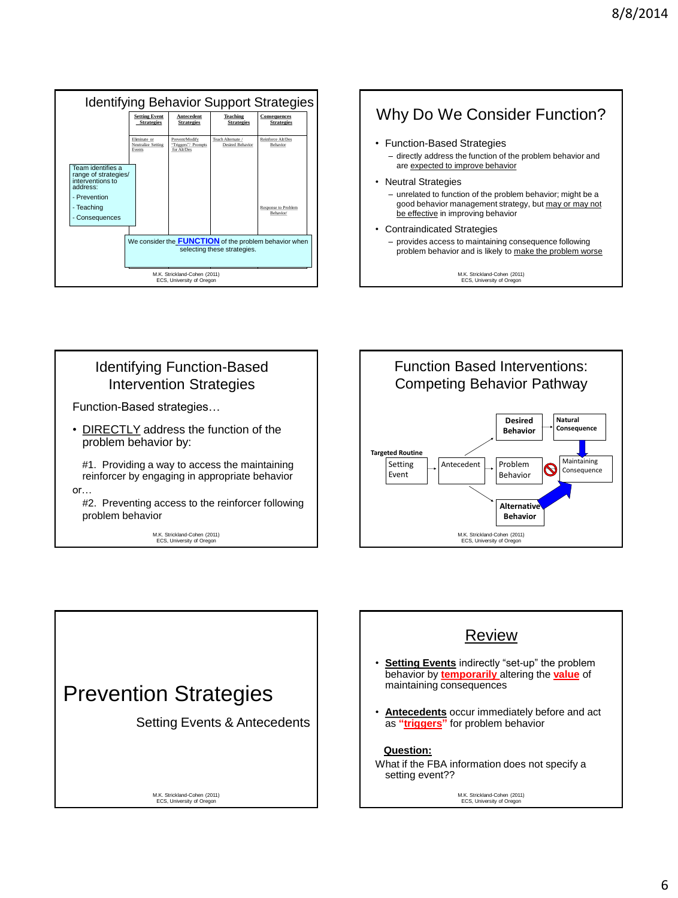## Identifying Behavior Support Strategies

| Setting Event Strategies | Antecedent Strategies | Teaching Strategies | Consequences Strategies |
|---|---|---|---|
| Eliminate or Neutralize Setting Events | Prevent/Modify "Triggers"/ Prompts for Alt/Des | Teach Alternate / Desired Behavior | Reinforce Alt/Des Behavior |
| | | | Response to Problem Behavior/ |

Team identifies a range of strategies/ interventions to address:
- Prevention
- Teaching
- Consequences

We consider the **FUNCTION** of the problem behavior when selecting these strategies.

M.K. Strickland-Cohen (2011)
ECS, University of Oregon

## Why Do We Consider Function?

- Function-Based Strategies
  - directly address the function of the problem behavior and are expected to improve behavior
- Neutral Strategies
  - unrelated to function of the problem behavior; might be a good behavior management strategy, but may or may not be effective in improving behavior
- Contraindicated Strategies
  - provides access to maintaining consequence following problem behavior and is likely to make the problem worse

M.K. Strickland-Cohen (2011)
ECS, University of Oregon

## Identifying Function-Based Intervention Strategies

Function-Based strategies…

- DIRECTLY address the function of the problem behavior by:

  #1. Providing a way to access the maintaining reinforcer by engaging in appropriate behavior

or…

  #2. Preventing access to the reinforcer following problem behavior

M.K. Strickland-Cohen (2011)
ECS, University of Oregon

## Function Based Interventions: Competing Behavior Pathway

**Targeted Routine**

Setting Event → Antecedent → Problem Behavior → Maintaining Consequence

Antecedent → **Desired Behavior** → **Natural Consequence**

Antecedent → **Alternative Behavior** → Maintaining Consequence

M.K. Strickland-Cohen (2011)
ECS, University of Oregon

## Prevention Strategies

Setting Events & Antecedents

M.K. Strickland-Cohen (2011)
ECS, University of Oregon

## Review

- **Setting Events** indirectly "set-up" the problem behavior by **temporarily** altering the **value** of maintaining consequences
- **Antecedents** occur immediately before and act as **"triggers"** for problem behavior

**Question:**

What if the FBA information does not specify a setting event??

M.K. Strickland-Cohen (2011)
ECS, University of Oregon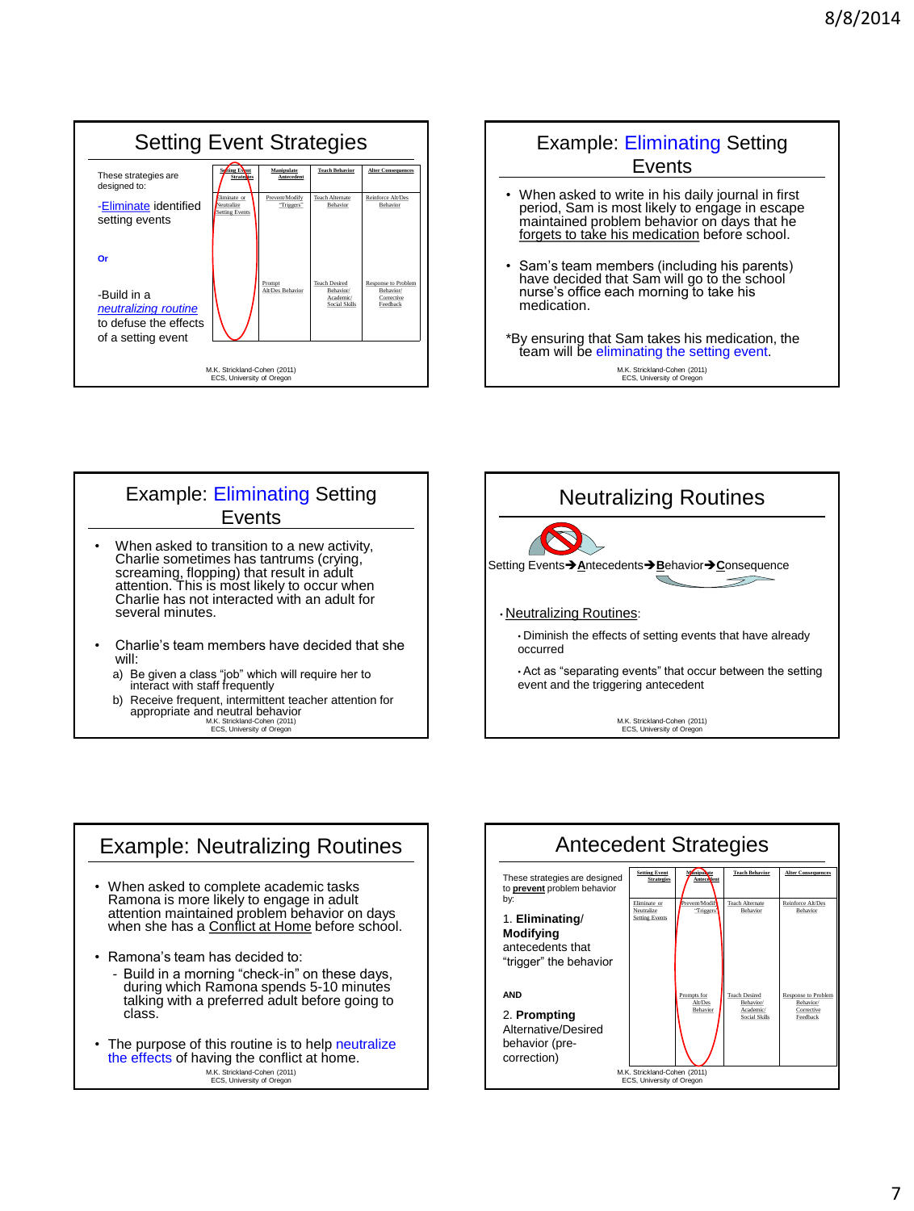## Setting Event Strategies

These strategies are designed to:

-Eliminate identified setting events

**Or**

-Build in a *neutralizing routine* to defuse the effects of a setting event

| Setting Event Strategies | Manipulate Antecedent | Teach Behavior | Alter Consequences |
|---|---|---|---|
| Eliminate or Neutralize Setting Events | Prevent/Modify "Triggers" | Teach Alternate Behavior | Reinforce Alt/Des Behavior |
| | Prompt Alt/Des Behavior | Teach Desired Behavior/ Academic/ Social Skills | Response to Problem Behavior/ Corrective Feedback |

M.K. Strickland-Cohen (2011)
ECS, University of Oregon

## Example: Eliminating Setting Events

- When asked to write in his daily journal in first period, Sam is most likely to engage in escape maintained problem behavior on days that he forgets to take his medication before school.
- Sam's team members (including his parents) have decided that Sam will go to the school nurse's office each morning to take his medication.

*By ensuring that Sam takes his medication, the team will be eliminating the setting event.

M.K. Strickland-Cohen (2011)
ECS, University of Oregon

## Example: Eliminating Setting Events

- When asked to transition to a new activity, Charlie sometimes has tantrums (crying, screaming, flopping) that result in adult attention. This is most likely to occur when Charlie has not interacted with an adult for several minutes.
- Charlie's team members have decided that she will:
  a) Be given a class "job" which will require her to interact with staff frequently
  b) Receive frequent, intermittent teacher attention for appropriate and neutral behavior

M.K. Strickland-Cohen (2011)
ECS, University of Oregon

## Neutralizing Routines

Setting Events → **A**ntecedents → **B**ehavior → **C**onsequence

- Neutralizing Routines:
  - Diminish the effects of setting events that have already occurred
  - Act as "separating events" that occur between the setting event and the triggering antecedent

M.K. Strickland-Cohen (2011)
ECS, University of Oregon

## Example: Neutralizing Routines

- When asked to complete academic tasks Ramona is more likely to engage in adult attention maintained problem behavior on days when she has a Conflict at Home before school.
- Ramona's team has decided to:
  - Build in a morning "check-in" on these days, during which Ramona spends 5-10 minutes talking with a preferred adult before going to class.
- The purpose of this routine is to help neutralize the effects of having the conflict at home.

M.K. Strickland-Cohen (2011)
ECS, University of Oregon

## Antecedent Strategies

These strategies are designed to **prevent** problem behavior by:

1. **Eliminating**/ **Modifying** antecedents that "trigger" the behavior

**AND**

2. **Prompting** Alternative/Desired behavior (pre-correction)

| Setting Event Strategies | Manipulate Antecedent | Teach Behavior | Alter Consequences |
|---|---|---|---|
| Eliminate or Neutralize Setting Events | Prevent/Modify "Triggers" | Teach Alternate Behavior | Reinforce Alt/Des Behavior |
| | Prompts for Alt/Des Behavior | Teach Desired Behavior/ Academic/ Social Skills | Response to Problem Behavior/ Corrective Feedback |

M.K. Strickland-Cohen (2011)
ECS, University of Oregon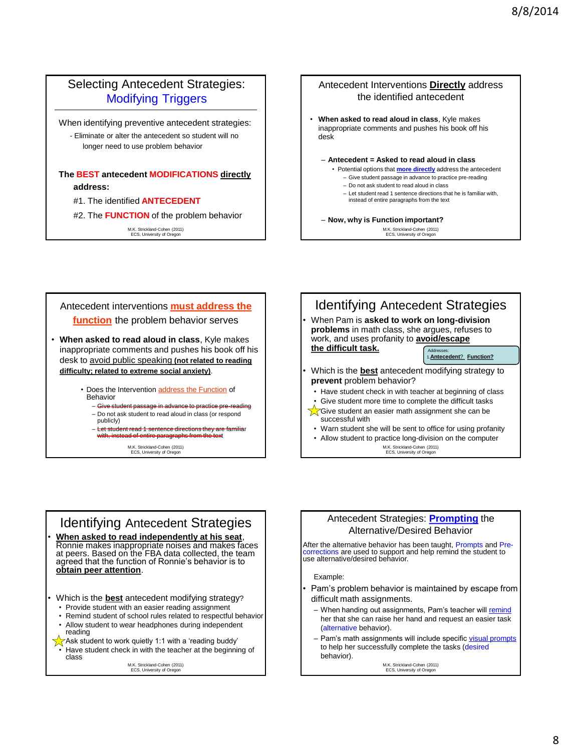## Selecting Antecedent Strategies: Modifying Triggers

When identifying preventive antecedent strategies:

- Eliminate or alter the antecedent so student will no longer need to use problem behavior

**The BEST antecedent MODIFICATIONS directly address:**

#1. The identified **ANTECEDENT**

#2. The **FUNCTION** of the problem behavior

M.K. Strickland-Cohen (2011)
ECS, University of Oregon

## Antecedent Interventions **Directly** address the identified antecedent

- **When asked to read aloud in class**, Kyle makes inappropriate comments and pushes his book off his desk
  - **Antecedent = Asked to read aloud in class**
    - Potential options that **more directly** address the antecedent
      - Give student passage in advance to practice pre-reading
      - Do not ask student to read aloud in class
      - Let student read 1 sentence directions that he is familiar with, instead of entire paragraphs from the text
  - **Now, why is Function important?**

M.K. Strickland-Cohen (2011)
ECS, University of Oregon

## Antecedent interventions **must address the function** the problem behavior serves

- **When asked to read aloud in class**, Kyle makes inappropriate comments and pushes his book off his desk to avoid public speaking **(not related to reading difficulty; related to extreme social anxiety)**.
  - Does the Intervention address the Function of Behavior
    - ~~Give student passage in advance to practice pre-reading~~
    - Do not ask student to read aloud in class (or respond publicly)
    - ~~Let student read 1 sentence directions they are familiar with, instead of entire paragraphs from the text~~

M.K. Strickland-Cohen (2011)
ECS, University of Oregon

## Identifying Antecedent Strategies

- When Pam is **asked to work on long-division problems** in math class, she argues, refuses to work, and uses profanity to **avoid/escape the difficult task.**

Addresses: 1. **Antecedent?** **Function?**

- Which is the **best** antecedent modifying strategy to **prevent** problem behavior?
  - Have student check in with teacher at beginning of class
  - Give student more time to complete the difficult tasks
  - ☆ Give student an easier math assignment she can be successful with
  - Warn student she will be sent to office for using profanity
  - Allow student to practice long-division on the computer

M.K. Strickland-Cohen (2011)
ECS, University of Oregon

## Identifying Antecedent Strategies

- **When asked to read independently at his seat**, Ronnie makes inappropriate noises and makes faces at peers. Based on the FBA data collected, the team agreed that the function of Ronnie's behavior is to **obtain peer attention**.
- Which is the **best** antecedent modifying strategy?
  - Provide student with an easier reading assignment
  - Remind student of school rules related to respectful behavior
  - Allow student to wear headphones during independent reading
  - ☆ Ask student to work quietly 1:1 with a 'reading buddy'
  - Have student check in with the teacher at the beginning of class

M.K. Strickland-Cohen (2011)
ECS, University of Oregon

## Antecedent Strategies: **Prompting** the Alternative/Desired Behavior

After the alternative behavior has been taught, Prompts and Pre-corrections are used to support and help remind the student to use alternative/desired behavior.

Example:

- Pam's problem behavior is maintained by escape from difficult math assignments.
  - When handing out assignments, Pam's teacher will remind her that she can raise her hand and request an easier task (alternative behavior).
  - Pam's math assignments will include specific visual prompts to help her successfully complete the tasks (desired behavior).

M.K. Strickland-Cohen (2011)
ECS, University of Oregon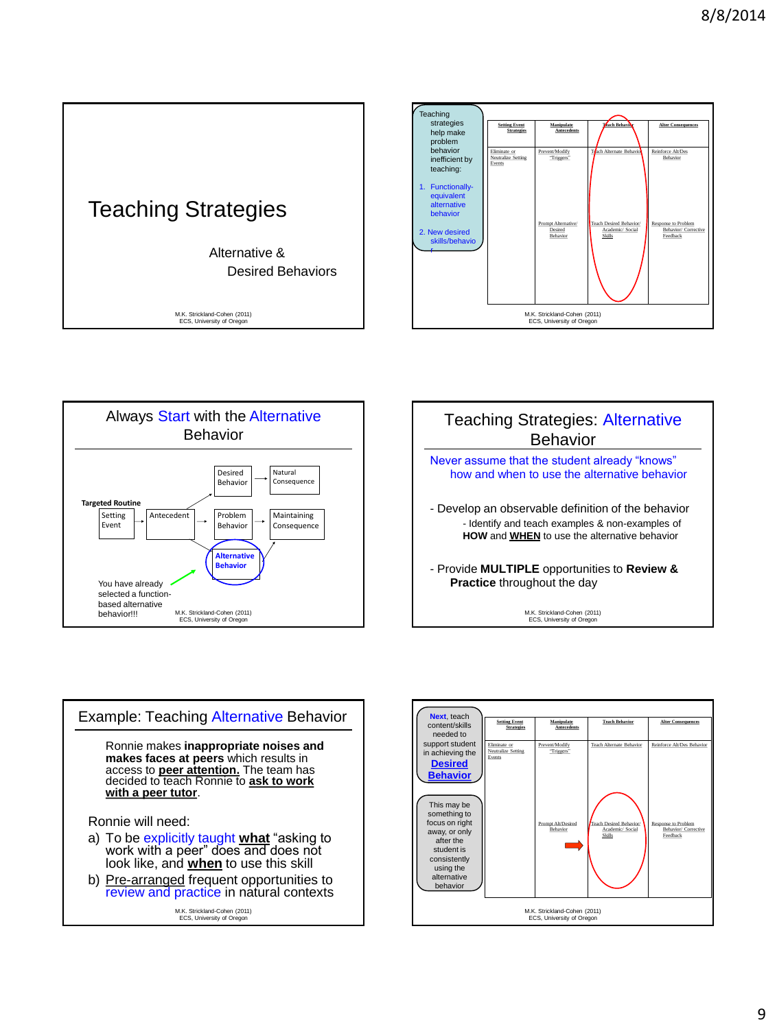## Teaching Strategies

Alternative &
Desired Behaviors

M.K. Strickland-Cohen (2011)
ECS, University of Oregon

---

Teaching strategies help make problem behavior inefficient by teaching:

1. Functionally-equivalent alternative behavior
2. New desired skills/behavior

| Setting Event Strategies | Manipulate Antecedents | Teach Behavior | Alter Consequences |
|---|---|---|---|
| Eliminate or Neutralize Setting Events | Prevent/Modify "Triggers" | Teach Alternate Behavior | Reinforce Alt/Des Behavior |
| | Prompt Alternative/ Desired Behavior | Teach Desired Behavior/ Academic/ Social Skills | Response to Problem Behavior/ Corrective Feedback |

M.K. Strickland-Cohen (2011)
ECS, University of Oregon

---

## Always Start with the Alternative Behavior

Targeted Routine

Setting Event → Antecedent → Problem Behavior → Maintaining Consequence

Desired Behavior → Natural Consequence

Alternative Behavior

You have already selected a function-based alternative behavior!!!

M.K. Strickland-Cohen (2011)
ECS, University of Oregon

---

## Teaching Strategies: Alternative Behavior

Never assume that the student already "knows" how and when to use the alternative behavior

- Develop an observable definition of the behavior
  - Identify and teach examples & non-examples of **HOW** and **WHEN** to use the alternative behavior

- Provide **MULTIPLE** opportunities to **Review & Practice** throughout the day

M.K. Strickland-Cohen (2011)
ECS, University of Oregon

---

## Example: Teaching Alternative Behavior

Ronnie makes **inappropriate noises and makes faces at peers** which results in access to **peer attention.** The team has decided to teach Ronnie to **ask to work with a peer tutor**.

Ronnie will need:

a) To be explicitly taught **what** "asking to work with a peer" does and does not look like, and **when** to use this skill

b) Pre-arranged frequent opportunities to review and practice in natural contexts

M.K. Strickland-Cohen (2011)
ECS, University of Oregon

---

**Next**, teach content/skills needed to support student in achieving the **Desired Behavior**

This may be something to focus on right away, or only after the student is consistently using the alternative behavior

| Setting Event Strategies | Manipulate Antecedents | Teach Behavior | Alter Consequences |
|---|---|---|---|
| Eliminate or Neutralize Setting Events | Prevent/Modify "Triggers" | Teach Alternate Behavior | Reinforce Alt/Des Behavior |
| | Prompt Alt/Desired Behavior | Teach Desired Behavior/ Academic/ Social Skills | Response to Problem Behavior/ Corrective Feedback |

M.K. Strickland-Cohen (2011)
ECS, University of Oregon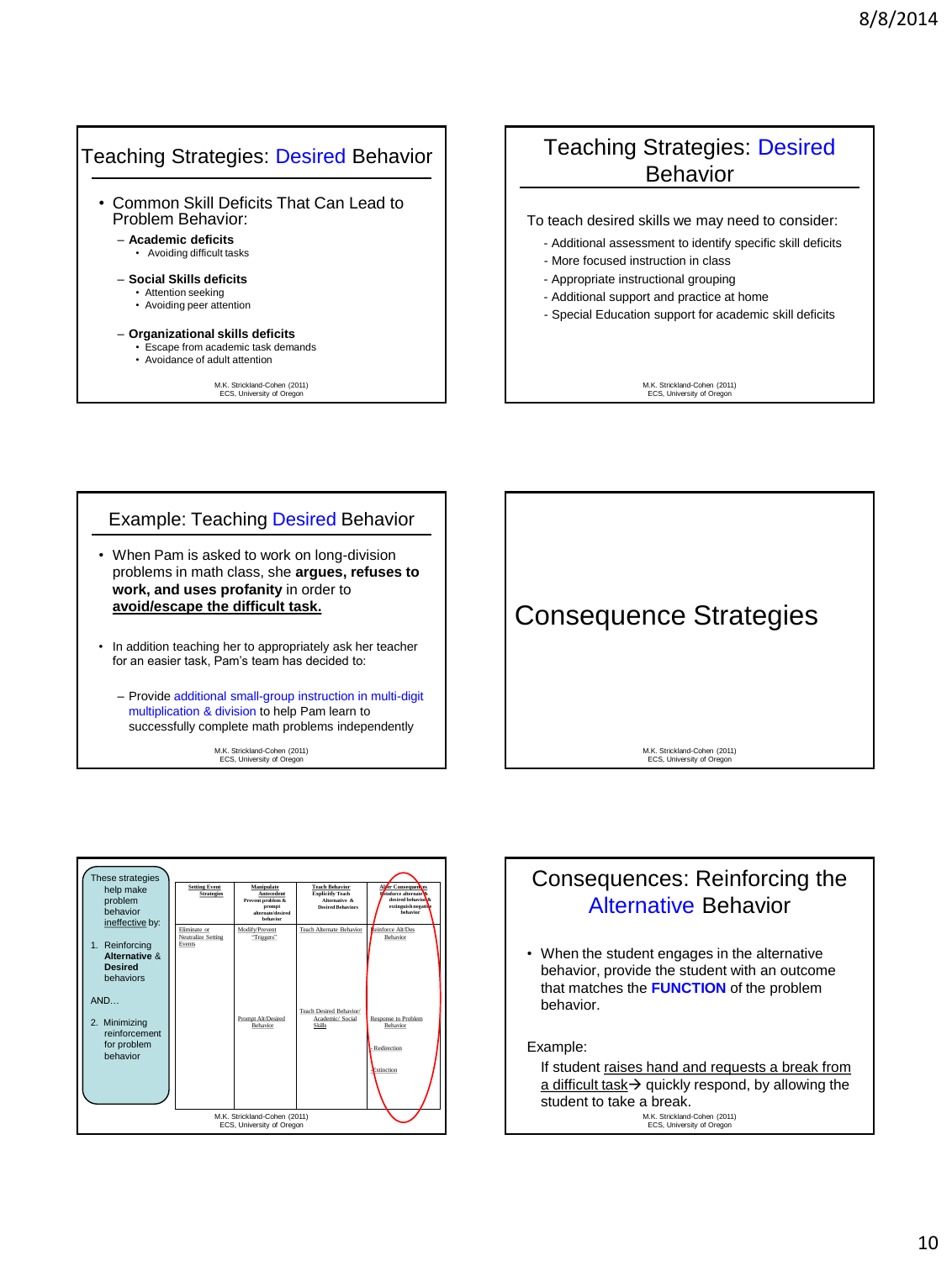## Teaching Strategies: Desired Behavior

- Common Skill Deficits That Can Lead to Problem Behavior:
  - **Academic deficits**
    - Avoiding difficult tasks
  - **Social Skills deficits**
    - Attention seeking
    - Avoiding peer attention
  - **Organizational skills deficits**
    - Escape from academic task demands
    - Avoidance of adult attention

M.K. Strickland-Cohen (2011)
ECS, University of Oregon

## Teaching Strategies: Desired Behavior

To teach desired skills we may need to consider:

- Additional assessment to identify specific skill deficits
- More focused instruction in class
- Appropriate instructional grouping
- Additional support and practice at home
- Special Education support for academic skill deficits

M.K. Strickland-Cohen (2011)
ECS, University of Oregon

## Example: Teaching Desired Behavior

- When Pam is asked to work on long-division problems in math class, she **argues, refuses to work, and uses profanity** in order to **avoid/escape the difficult task.**
- In addition teaching her to appropriately ask her teacher for an easier task, Pam's team has decided to:
  - Provide additional small-group instruction in multi-digit multiplication & division to help Pam learn to successfully complete math problems independently

M.K. Strickland-Cohen (2011)
ECS, University of Oregon

## Consequence Strategies

M.K. Strickland-Cohen (2011)
ECS, University of Oregon

These strategies help make problem behavior ineffective by:

1. Reinforcing **Alternative** & **Desired** behaviors

AND…

2. Minimizing reinforcement for problem behavior

| Setting Event Strategies | Manipulate Antecedent Prevent problem & prompt alternate/desired behavior | Teach Behavior Explicitly Teach Alternative & Desired Behaviors | Alter Consequences Reinforce alternate & desired behavior & extinguish negative behavior |
|---|---|---|---|
| Eliminate or Neutralize Setting Events | Modify/Prevent "Triggers" | Teach Alternate Behavior | Reinforce Alt/Des Behavior |
| | Prompt Alt/Desired Behavior | Teach Desired Behavior/ Academic/ Social Skills | Response to Problem Behavior |
| | | | - Redirection |
| | | | - Extinction |

M.K. Strickland-Cohen (2011)
ECS, University of Oregon

## Consequences: Reinforcing the Alternative Behavior

- When the student engages in the alternative behavior, provide the student with an outcome that matches the **FUNCTION** of the problem behavior.

Example:

If student raises hand and requests a break from a difficult task→ quickly respond, by allowing the student to take a break.

M.K. Strickland-Cohen (2011)
ECS, University of Oregon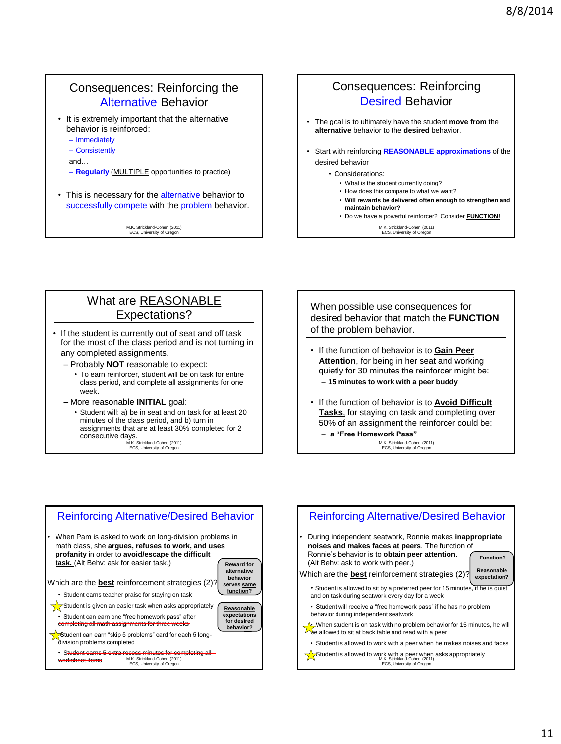## Consequences: Reinforcing the Alternative Behavior

- It is extremely important that the alternative behavior is reinforced:
  - Immediately
  - Consistently

  and…
  - **Regularly** (MULTIPLE opportunities to practice)
- This is necessary for the alternative behavior to successfully compete with the problem behavior.

M.K. Strickland-Cohen (2011)
ECS, University of Oregon

## Consequences: Reinforcing Desired Behavior

- The goal is to ultimately have the student **move from** the **alternative** behavior to the **desired** behavior.
- Start with reinforcing **REASONABLE approximations** of the desired behavior
  - Considerations:
    - What is the student currently doing?
    - How does this compare to what we want?
    - **Will rewards be delivered often enough to strengthen and maintain behavior?**
    - Do we have a powerful reinforcer? Consider **FUNCTION!**

M.K. Strickland-Cohen (2011)
ECS, University of Oregon

## What are REASONABLE Expectations?

- If the student is currently out of seat and off task for the most of the class period and is not turning in any completed assignments.
  - Probably **NOT** reasonable to expect:
    - To earn reinforcer, student will be on task for entire class period, and complete all assignments for one week.
  - More reasonable **INITIAL** goal:
    - Student will: a) be in seat and on task for at least 20 minutes of the class period, and b) turn in assignments that are at least 30% completed for 2 consecutive days.

M.K. Strickland-Cohen (2011)
ECS, University of Oregon

## When possible use consequences for desired behavior that match the FUNCTION of the problem behavior.

- If the function of behavior is to **Gain Peer Attention**, for being in her seat and working quietly for 30 minutes the reinforcer might be:
  - **15 minutes to work with a peer buddy**
- If the function of behavior is to **Avoid Difficult Tasks**, for staying on task and completing over 50% of an assignment the reinforcer could be:
  - **a "Free Homework Pass"**

M.K. Strickland-Cohen (2011)
ECS, University of Oregon

## Reinforcing Alternative/Desired Behavior

- When Pam is asked to work on long-division problems in math class, she **argues, refuses to work, and uses profanity** in order to **avoid/escape the difficult task.** (Alt Behv: ask for easier task.)

Which are the **best** reinforcement strategies (2)?

*Reward for alternative behavior serves same function?*

*Reasonable expectations for desired behavior?*

- ~~Student earns teacher praise for staying on task~~
- ★ Student is given an easier task when asks appropriately
- ~~Student can earn one "free homework pass" after completing all math assignments for three weeks~~
- ★ Student can earn "skip 5 problems" card for each 5 long-division problems completed
- ~~Student earns 5 extra recess minutes for completing all worksheet items~~

M.K. Strickland-Cohen (2011)
ECS, University of Oregon

## Reinforcing Alternative/Desired Behavior

- During independent seatwork, Ronnie makes **inappropriate noises and makes faces at peers**. The function of Ronnie's behavior is to **obtain peer attention**. (Alt Behv: ask to work with peer.)

Which are the **best** reinforcement strategies (2)?

*Function?*

*Reasonable expectation?*

- Student is allowed to sit by a preferred peer for 15 minutes, if he is quiet and on task during seatwork every day for a week
- Student will receive a "free homework pass" if he has no problem behavior during independent seatwork
- ★ When student is on task with no problem behavior for 15 minutes, he will be allowed to sit at back table and read with a peer
- Student is allowed to work with a peer when he makes noises and faces
- ★ Student is allowed to work with a peer when asks appropriately

M.K. Strickland-Cohen (2011)
ECS, University of Oregon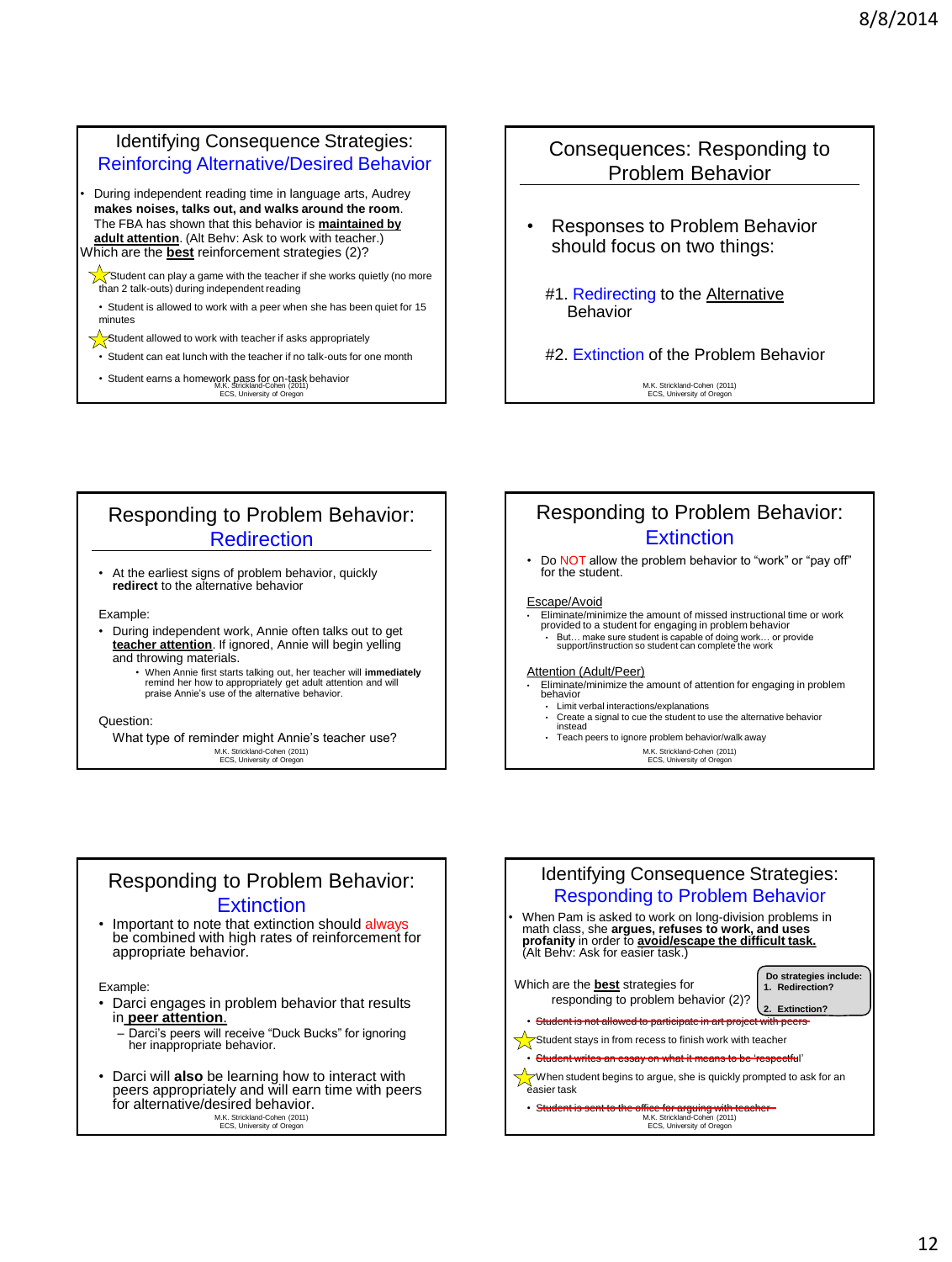## Identifying Consequence Strategies: Reinforcing Alternative/Desired Behavior

- During independent reading time in language arts, Audrey **makes noises, talks out, and walks around the room**. The FBA has shown that this behavior is **maintained by adult attention**. (Alt Behv: Ask to work with teacher.)

Which are the **best** reinforcement strategies (2)?

- ☆ Student can play a game with the teacher if she works quietly (no more than 2 talk-outs) during independent reading
- Student is allowed to work with a peer when she has been quiet for 15 minutes
- ☆ Student allowed to work with teacher if asks appropriately
- Student can eat lunch with the teacher if no talk-outs for one month
- Student earns a homework pass for on-task behavior

M.K. Strickland-Cohen (2011)
ECS, University of Oregon

## Consequences: Responding to Problem Behavior

- Responses to Problem Behavior should focus on two things:

#1. Redirecting to the Alternative Behavior

#2. Extinction of the Problem Behavior

M.K. Strickland-Cohen (2011)
ECS, University of Oregon

## Responding to Problem Behavior: Redirection

- At the earliest signs of problem behavior, quickly **redirect** to the alternative behavior

Example:

- During independent work, Annie often talks out to get **teacher attention**. If ignored, Annie will begin yelling and throwing materials.
  - When Annie first starts talking out, her teacher will **immediately** remind her how to appropriately get adult attention and will praise Annie's use of the alternative behavior.

Question:

What type of reminder might Annie's teacher use?

M.K. Strickland-Cohen (2011)
ECS, University of Oregon

## Responding to Problem Behavior: Extinction

- Do NOT allow the problem behavior to "work" or "pay off" for the student.

Escape/Avoid

- Eliminate/minimize the amount of missed instructional time or work provided to a student for engaging in problem behavior
  - But… make sure student is capable of doing work… or provide support/instruction so student can complete the work

Attention (Adult/Peer)

- Eliminate/minimize the amount of attention for engaging in problem behavior
  - Limit verbal interactions/explanations
  - Create a signal to cue the student to use the alternative behavior instead
  - Teach peers to ignore problem behavior/walk away

M.K. Strickland-Cohen (2011)
ECS, University of Oregon

## Responding to Problem Behavior: Extinction

- Important to note that extinction should always be combined with high rates of reinforcement for appropriate behavior.

Example:

- Darci engages in problem behavior that results in **peer attention**.
  - Darci's peers will receive "Duck Bucks" for ignoring her inappropriate behavior.
- Darci will **also** be learning how to interact with peers appropriately and will earn time with peers for alternative/desired behavior.

M.K. Strickland-Cohen (2011)
ECS, University of Oregon

## Identifying Consequence Strategies: Responding to Problem Behavior

- When Pam is asked to work on long-division problems in math class, she **argues, refuses to work, and uses profanity** in order to **avoid/escape the difficult task.** (Alt Behv: Ask for easier task.)

Which are the **best** strategies for responding to problem behavior (2)?

**Do strategies include:**
**1. Redirection?**
**2. Extinction?**

- ~~Student is not allowed to participate in art project with peers~~
- ☆ Student stays in from recess to finish work with teacher
- ~~Student writes an essay on what it means to be 'respectful'~~
- ☆ When student begins to argue, she is quickly prompted to ask for an easier task
- ~~Student is sent to the office for arguing with teacher~~

M.K. Strickland-Cohen (2011)
ECS, University of Oregon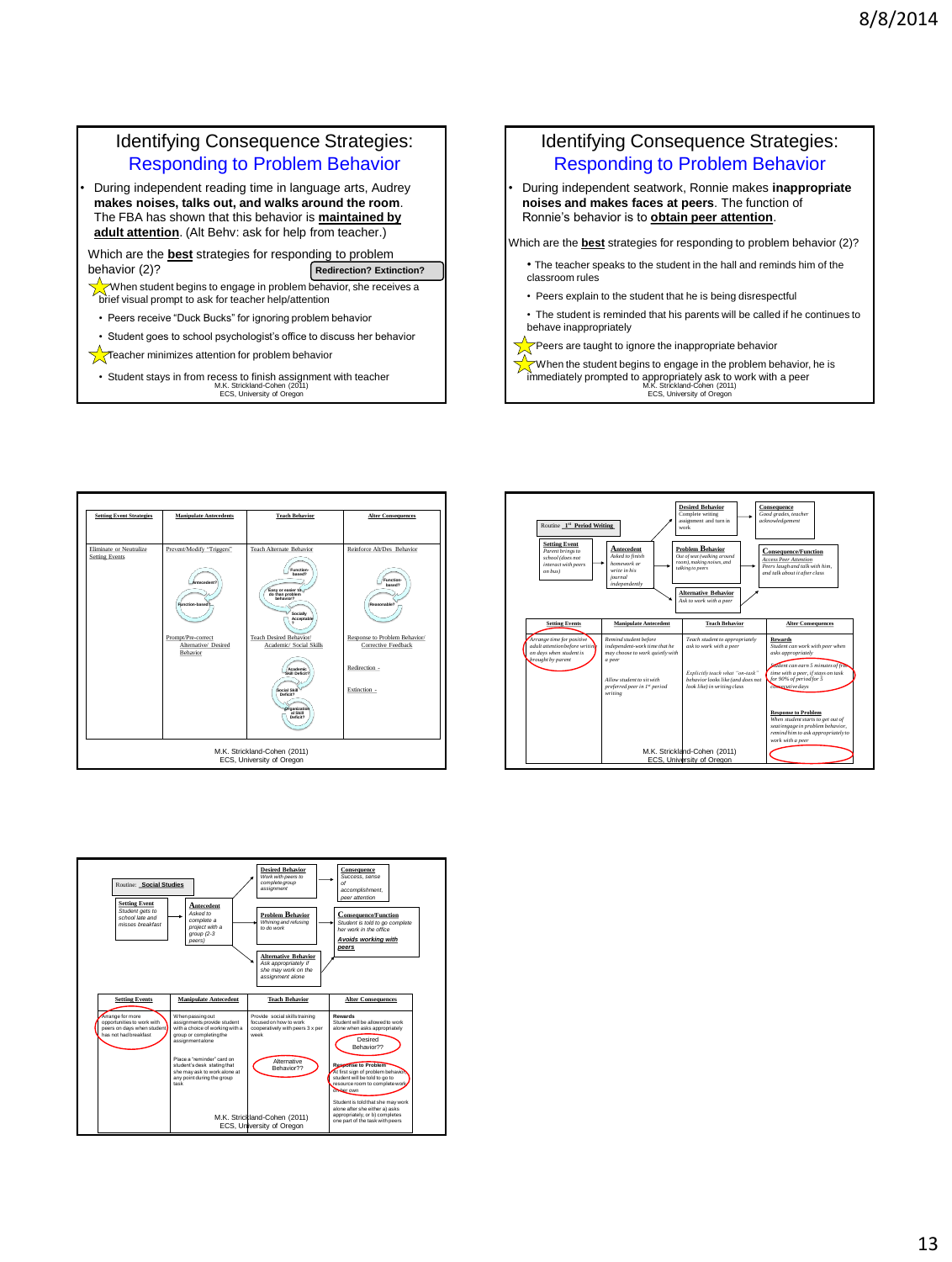## Identifying Consequence Strategies: Responding to Problem Behavior

- During independent reading time in language arts, Audrey **makes noises, talks out, and walks around the room**. The FBA has shown that this behavior is **maintained by adult attention**. (Alt Behv: ask for help from teacher.)

Which are the **best** strategies for responding to problem behavior (2)?

**Redirection? Extinction?**

- When student begins to engage in problem behavior, she receives a brief visual prompt to ask for teacher help/attention
- Peers receive "Duck Bucks" for ignoring problem behavior
- Student goes to school psychologist's office to discuss her behavior
- Teacher minimizes attention for problem behavior
- Student stays in from recess to finish assignment with teacher

M.K. Strickland-Cohen (2011)
ECS, University of Oregon

## Identifying Consequence Strategies: Responding to Problem Behavior

- During independent seatwork, Ronnie makes **inappropriate noises and makes faces at peers**. The function of Ronnie's behavior is to **obtain peer attention**.

Which are the **best** strategies for responding to problem behavior (2)?

- The teacher speaks to the student in the hall and reminds him of the classroom rules
- Peers explain to the student that he is being disrespectful
- The student is reminded that his parents will be called if he continues to behave inappropriately
- Peers are taught to ignore the inappropriate behavior
- When the student begins to engage in the problem behavior, he is immediately prompted to appropriately ask to work with a peer

M.K. Strickland-Cohen (2011)
ECS, University of Oregon

| Setting Event Strategies | Manipulate Antecedents | Teach Behavior | Alter Consequences |
|---|---|---|---|
| Eliminate or Neutralize Setting Events | Prevent/Modify "Triggers" | Teach Alternate Behavior | Reinforce Alt/Des Behavior |
| | Antecedent? Function-based? | Function-based? Easy or easier to do than problem behavior? Socially Acceptable? | Function-based? Reasonable? |
| | Prompt/Pre-correct Alternative/ Desired Behavior | Teach Desired Behavior/ Academic/ Social Skills | Response to Problem Behavior/ Corrective Feedback |
| | | Academic Skill Deficit? Social Skill Deficit? Organization al Skill Deficit? | Redirection - Extinction - |

M.K. Strickland-Cohen (2011)
ECS, University of Oregon

Routine: 1st Period Writing

Setting Event: Parent brings to school (does not interact with peers on bus)

Antecedent: Asked to finish homework or write in his journal independently

Problem Behavior: Out of seat (walking around room), making noises, and talking to peers

Desired Behavior: Complete writing assignment and turn in work

Consequence: Good grades, teacher acknowledgement

Consequence/Function: Access Peer Attention. Peers laugh and talk with him, and talk about it after class

Alternative Behavior: Ask to work with a peer

| Setting Events | Manipulate Antecedent | Teach Behavior | Alter Consequences |
|---|---|---|---|
| Arrange time for positive adult attention before writing on days when student is brought by parent | Remind student before independent-work time that he may choose to work quietly with a peer<br><br>Allow student to sit with preferred peer in 1st period writing | Teach student to appropriately ask to work with a peer<br><br>Explicitly teach what "on-task" behavior looks like (and does not look like) in writing class | **Rewards** Student can work with peer when asks appropriately<br><br>Student can earn 5 minutes of free time with a peer, if stays on task for 90% of period for 5 consecutive days<br><br>**Response to Problem** When student starts to get out of seat/engage in problem behavior, remind him to ask appropriately to work with a peer |

M.K. Strickland-Cohen (2011)
ECS, University of Oregon

Routine: Social Studies

Setting Event: Student gets to school late and misses breakfast

Antecedent: Asked to complete a project with a group (2-3 peers)

Problem Behavior: Whining and refusing to do work

Desired Behavior: Work with peers to complete group assignment

Consequence: Success, sense of accomplishment, peer attention

Consequence/Function: Student is told to go complete her work in the office. Avoids working with peers

Alternative Behavior: Ask appropriately if she may work on the assignment alone

| Setting Events | Manipulate Antecedent | Teach Behavior | Alter Consequences |
|---|---|---|---|
| Arrange for more opportunities to work with peers on days when student has not had breakfast | When passing out assignments provide student with a choice of working with a group or completing the assignment alone<br><br>Place a "reminder" card on student's desk stating that she may ask to work alone at any point during the group task | Provide social skills training focused on how to work cooperatively with peers 3 x per week<br><br>Alternative Behavior?? | **Rewards** Student will be allowed to work alone when asks appropriately<br><br>Desired Behavior??<br><br>**Response to Problem** At first sign of problem behavior student will be told to go to resource room to complete work on her own<br><br>Student is told that she may work alone after she either a) asks appropriately, or b) completes one part of the task with peers |

M.K. Strickland-Cohen (2011)
ECS, University of Oregon